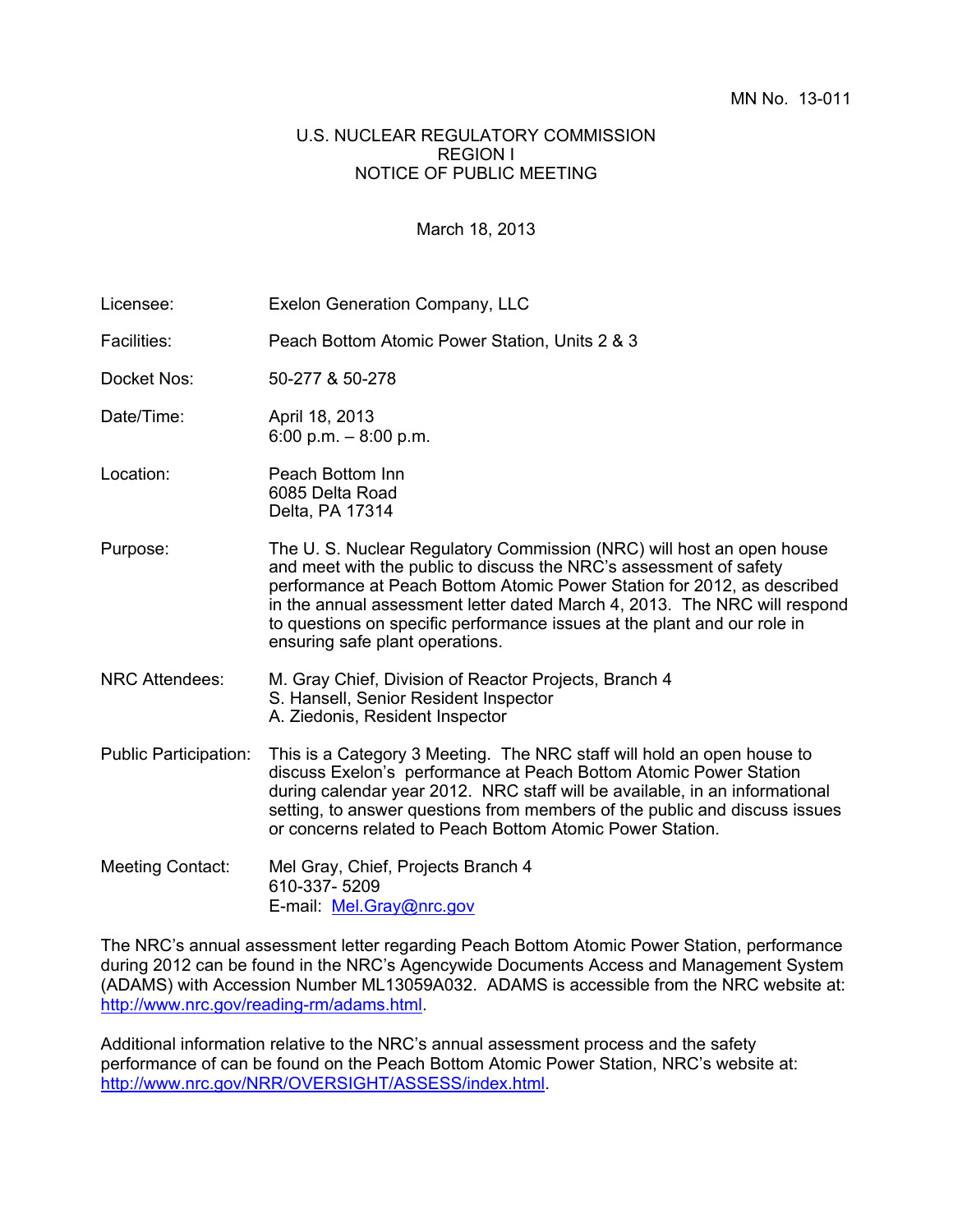MN No. 13-011

U.S. NUCLEAR REGULATORY COMMISSION
REGION I
NOTICE OF PUBLIC MEETING

March 18, 2013

| | |
|---|---|
| Licensee: | Exelon Generation Company, LLC |
| Facilities: | Peach Bottom Atomic Power Station, Units 2 & 3 |
| Docket Nos: | 50-277 & 50-278 |
| Date/Time: | April 18, 2013<br>6:00 p.m. – 8:00 p.m. |
| Location: | Peach Bottom Inn<br>6085 Delta Road<br>Delta, PA 17314 |
| Purpose: | The U. S. Nuclear Regulatory Commission (NRC) will host an open house and meet with the public to discuss the NRC's assessment of safety performance at Peach Bottom Atomic Power Station for 2012, as described in the annual assessment letter dated March 4, 2013. The NRC will respond to questions on specific performance issues at the plant and our role in ensuring safe plant operations. |
| NRC Attendees: | M. Gray Chief, Division of Reactor Projects, Branch 4<br>S. Hansell, Senior Resident Inspector<br>A. Ziedonis, Resident Inspector |
| Public Participation: | This is a Category 3 Meeting. The NRC staff will hold an open house to discuss Exelon's performance at Peach Bottom Atomic Power Station during calendar year 2012. NRC staff will be available, in an informational setting, to answer questions from members of the public and discuss issues or concerns related to Peach Bottom Atomic Power Station. |
| Meeting Contact: | Mel Gray, Chief, Projects Branch 4<br>610-337- 5209<br>E-mail: Mel.Gray@nrc.gov |

The NRC's annual assessment letter regarding Peach Bottom Atomic Power Station, performance during 2012 can be found in the NRC's Agencywide Documents Access and Management System (ADAMS) with Accession Number ML13059A032. ADAMS is accessible from the NRC website at: http://www.nrc.gov/reading-rm/adams.html.

Additional information relative to the NRC's annual assessment process and the safety performance of can be found on the Peach Bottom Atomic Power Station, NRC's website at: http://www.nrc.gov/NRR/OVERSIGHT/ASSESS/index.html.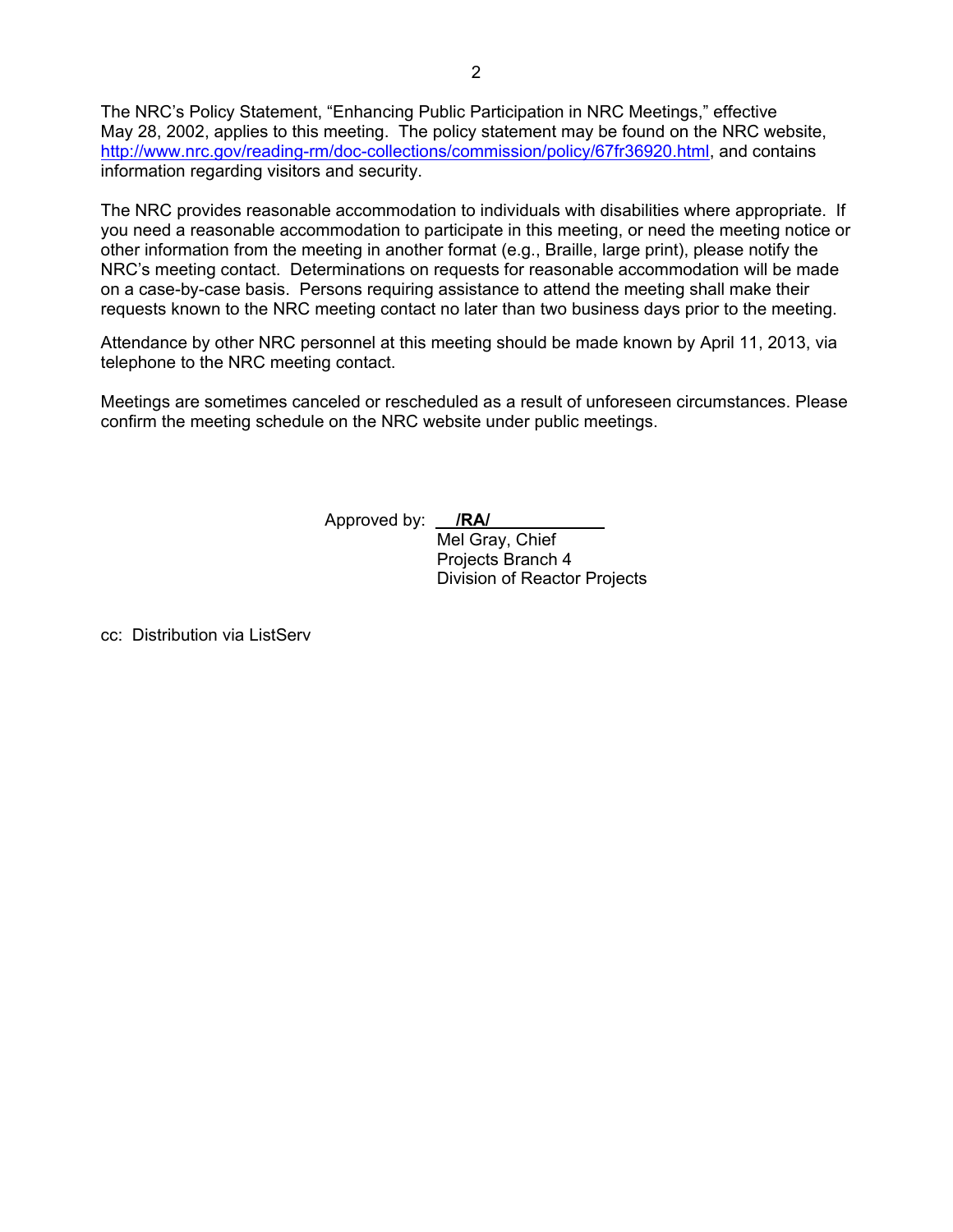The NRC's Policy Statement, "Enhancing Public Participation in NRC Meetings," effective May 28, 2002, applies to this meeting. The policy statement may be found on the NRC website, http://www.nrc.gov/reading-rm/doc-collections/commission/policy/67fr36920.html, and contains information regarding visitors and security.

The NRC provides reasonable accommodation to individuals with disabilities where appropriate. If you need a reasonable accommodation to participate in this meeting, or need the meeting notice or other information from the meeting in another format (e.g., Braille, large print), please notify the NRC's meeting contact. Determinations on requests for reasonable accommodation will be made on a case-by-case basis. Persons requiring assistance to attend the meeting shall make their requests known to the NRC meeting contact no later than two business days prior to the meeting.

Attendance by other NRC personnel at this meeting should be made known by April 11, 2013, via telephone to the NRC meeting contact.

Meetings are sometimes canceled or rescheduled as a result of unforeseen circumstances. Please confirm the meeting schedule on the NRC website under public meetings.

Approved by: **/RA/**
Mel Gray, Chief
Projects Branch 4
Division of Reactor Projects

cc: Distribution via ListServ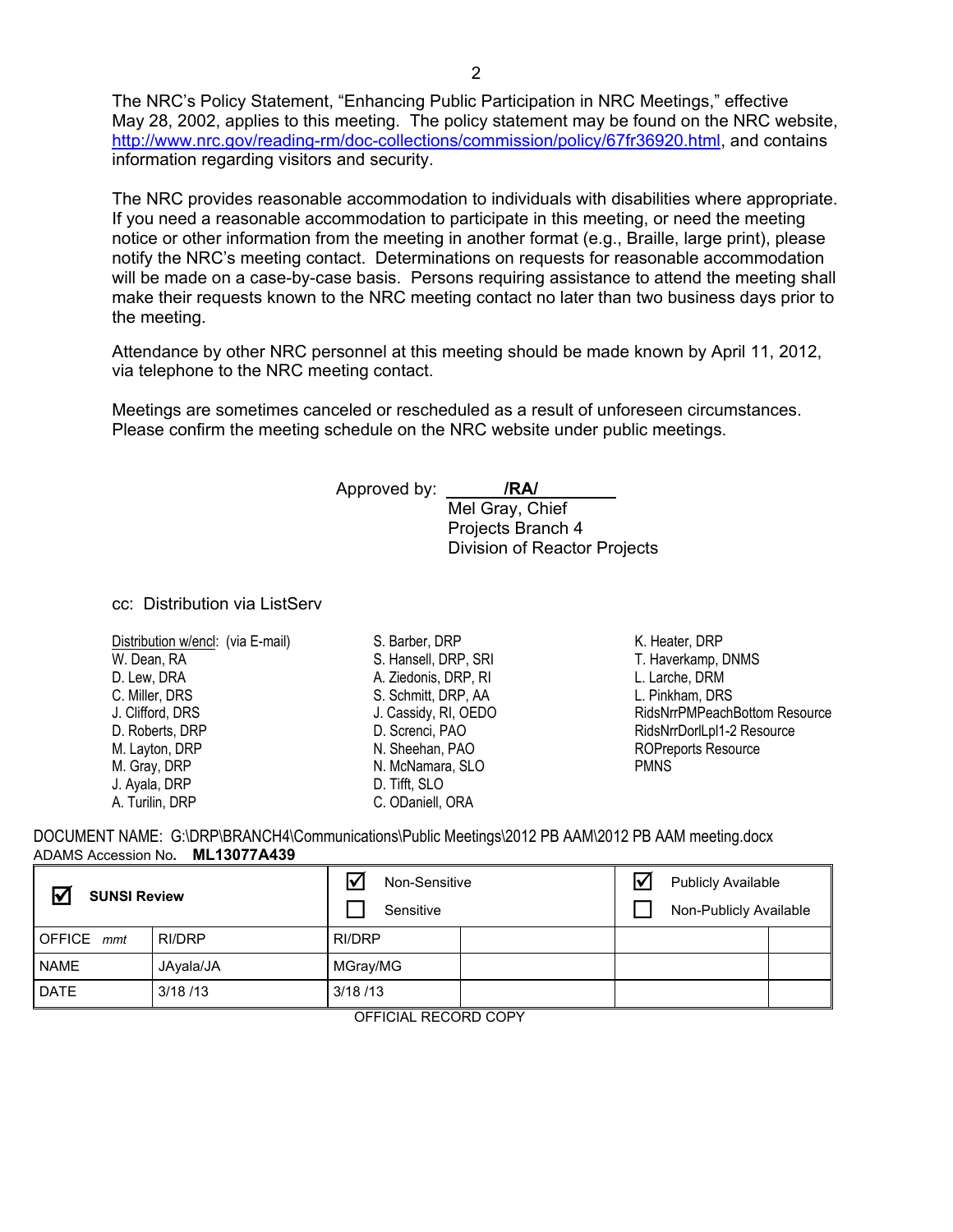The NRC's Policy Statement, "Enhancing Public Participation in NRC Meetings," effective May 28, 2002, applies to this meeting. The policy statement may be found on the NRC website, http://www.nrc.gov/reading-rm/doc-collections/commission/policy/67fr36920.html, and contains information regarding visitors and security.

The NRC provides reasonable accommodation to individuals with disabilities where appropriate. If you need a reasonable accommodation to participate in this meeting, or need the meeting notice or other information from the meeting in another format (e.g., Braille, large print), please notify the NRC's meeting contact. Determinations on requests for reasonable accommodation will be made on a case-by-case basis. Persons requiring assistance to attend the meeting shall make their requests known to the NRC meeting contact no later than two business days prior to the meeting.

Attendance by other NRC personnel at this meeting should be made known by April 11, 2012, via telephone to the NRC meeting contact.

Meetings are sometimes canceled or rescheduled as a result of unforeseen circumstances. Please confirm the meeting schedule on the NRC website under public meetings.

Approved by: **/RA/**
Mel Gray, Chief
Projects Branch 4
Division of Reactor Projects

cc: Distribution via ListServ

Distribution w/encl: (via E-mail)
W. Dean, RA
D. Lew, DRA
C. Miller, DRS
J. Clifford, DRS
D. Roberts, DRP
M. Layton, DRP
M. Gray, DRP
J. Ayala, DRP
A. Turilin, DRP
S. Barber, DRP
S. Hansell, DRP, SRI
A. Ziedonis, DRP, RI
S. Schmitt, DRP, AA
J. Cassidy, RI, OEDO
D. Screnci, PAO
N. Sheehan, PAO
N. McNamara, SLO
D. Tifft, SLO
C. ODaniell, ORA
K. Heater, DRP
T. Haverkamp, DNMS
L. Larche, DRM
L. Pinkham, DRS
RidsNrrPMPeachBottom Resource
RidsNrrDorlLpl1-2 Resource
ROPreports Resource
PMNS

DOCUMENT NAME: G:\DRP\BRANCH4\Communications\Public Meetings\2012 PB AAM\2012 PB AAM meeting.docx
ADAMS Accession No. **ML13077A439**

| ☑ SUNSI Review | | ☑ Non-Sensitive ☐ Sensitive | | ☑ Publicly Available ☐ Non-Publicly Available | |
|---|---|---|---|---|---|
| OFFICE *mmt* | RI/DRP | RI/DRP | | | |
| NAME | JAyala/JA | MGray/MG | | | |
| DATE | 3/18 /13 | 3/18 /13 | | | |

OFFICIAL RECORD COPY